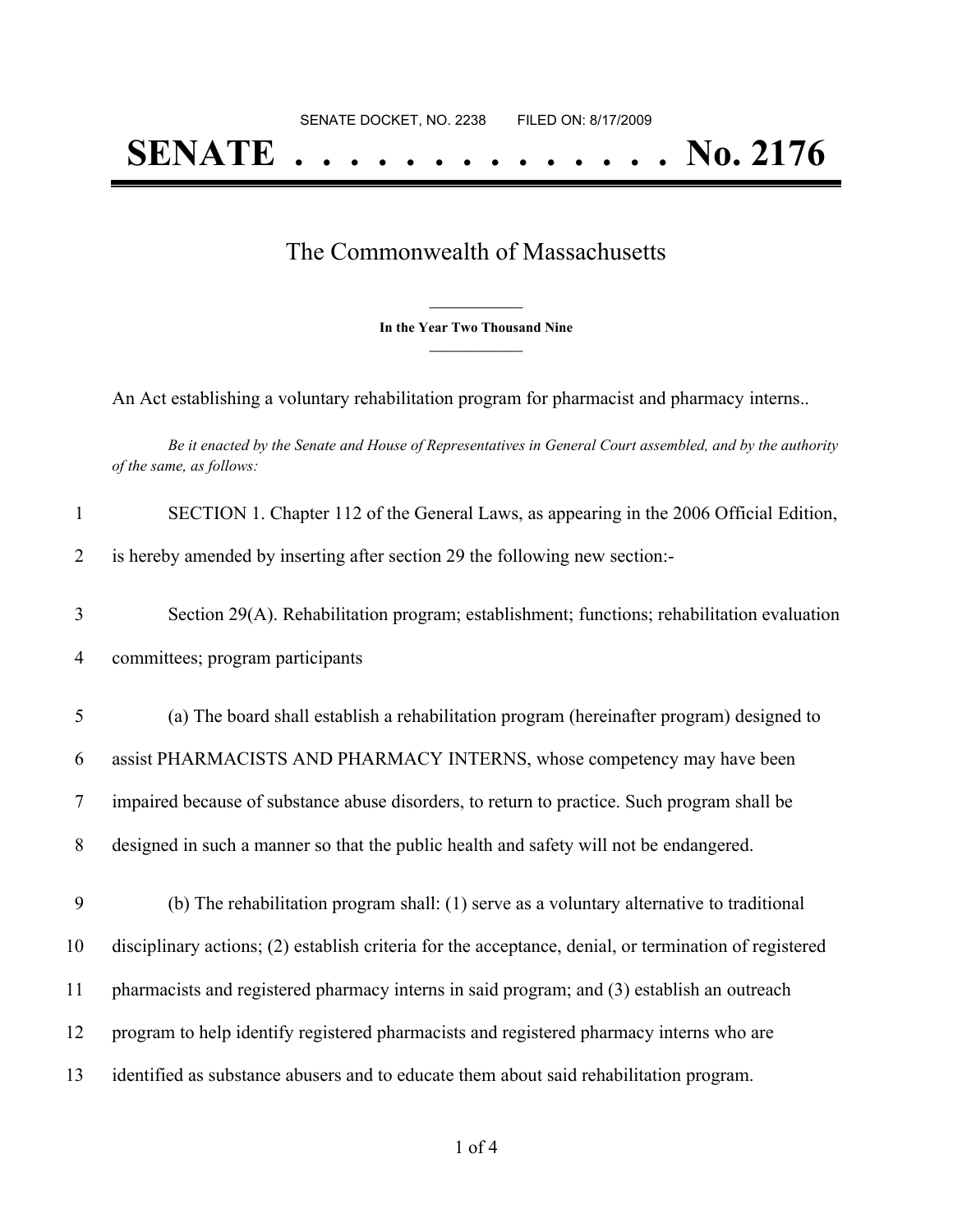SENATE DOCKET, NO. 2238        FILED ON: 8/17/2009

# SENATE . . . . . . . . . . . . . . No. 2176

## The Commonwealth of Massachusetts

**In the Year Two Thousand Nine**

An Act establishing a voluntary rehabilitation program for pharmacist and pharmacy interns..

*Be it enacted by the Senate and House of Representatives in General Court assembled, and by the authority of the same, as follows:*

1 SECTION 1. Chapter 112 of the General Laws, as appearing in the 2006 Official Edition,
2 is hereby amended by inserting after section 29 the following new section:-

3 Section 29(A). Rehabilitation program; establishment; functions; rehabilitation evaluation
4 committees; program participants

5 (a) The board shall establish a rehabilitation program (hereinafter program) designed to
6 assist PHARMACISTS AND PHARMACY INTERNS, whose competency may have been
7 impaired because of substance abuse disorders, to return to practice. Such program shall be
8 designed in such a manner so that the public health and safety will not be endangered.

9 (b) The rehabilitation program shall: (1) serve as a voluntary alternative to traditional
10 disciplinary actions; (2) establish criteria for the acceptance, denial, or termination of registered
11 pharmacists and registered pharmacy interns in said program; and (3) establish an outreach
12 program to help identify registered pharmacists and registered pharmacy interns who are
13 identified as substance abusers and to educate them about said rehabilitation program.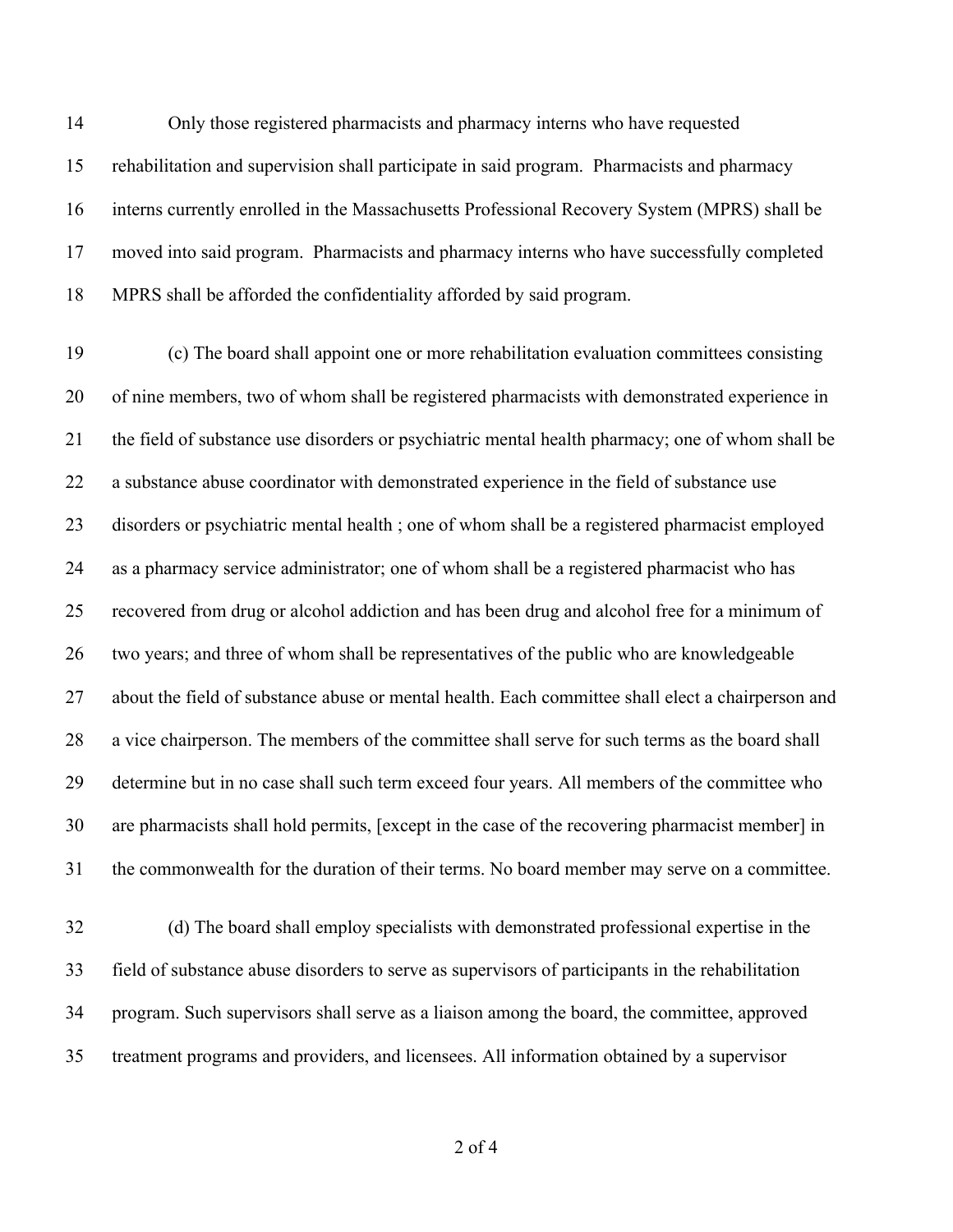Only those registered pharmacists and pharmacy interns who have requested rehabilitation and supervision shall participate in said program. Pharmacists and pharmacy interns currently enrolled in the Massachusetts Professional Recovery System (MPRS) shall be moved into said program. Pharmacists and pharmacy interns who have successfully completed MPRS shall be afforded the confidentiality afforded by said program.

(c) The board shall appoint one or more rehabilitation evaluation committees consisting of nine members, two of whom shall be registered pharmacists with demonstrated experience in the field of substance use disorders or psychiatric mental health pharmacy; one of whom shall be a substance abuse coordinator with demonstrated experience in the field of substance use disorders or psychiatric mental health ; one of whom shall be a registered pharmacist employed as a pharmacy service administrator; one of whom shall be a registered pharmacist who has recovered from drug or alcohol addiction and has been drug and alcohol free for a minimum of two years; and three of whom shall be representatives of the public who are knowledgeable about the field of substance abuse or mental health. Each committee shall elect a chairperson and a vice chairperson. The members of the committee shall serve for such terms as the board shall determine but in no case shall such term exceed four years. All members of the committee who are pharmacists shall hold permits, [except in the case of the recovering pharmacist member] in the commonwealth for the duration of their terms. No board member may serve on a committee.

(d) The board shall employ specialists with demonstrated professional expertise in the field of substance abuse disorders to serve as supervisors of participants in the rehabilitation program. Such supervisors shall serve as a liaison among the board, the committee, approved treatment programs and providers, and licensees. All information obtained by a supervisor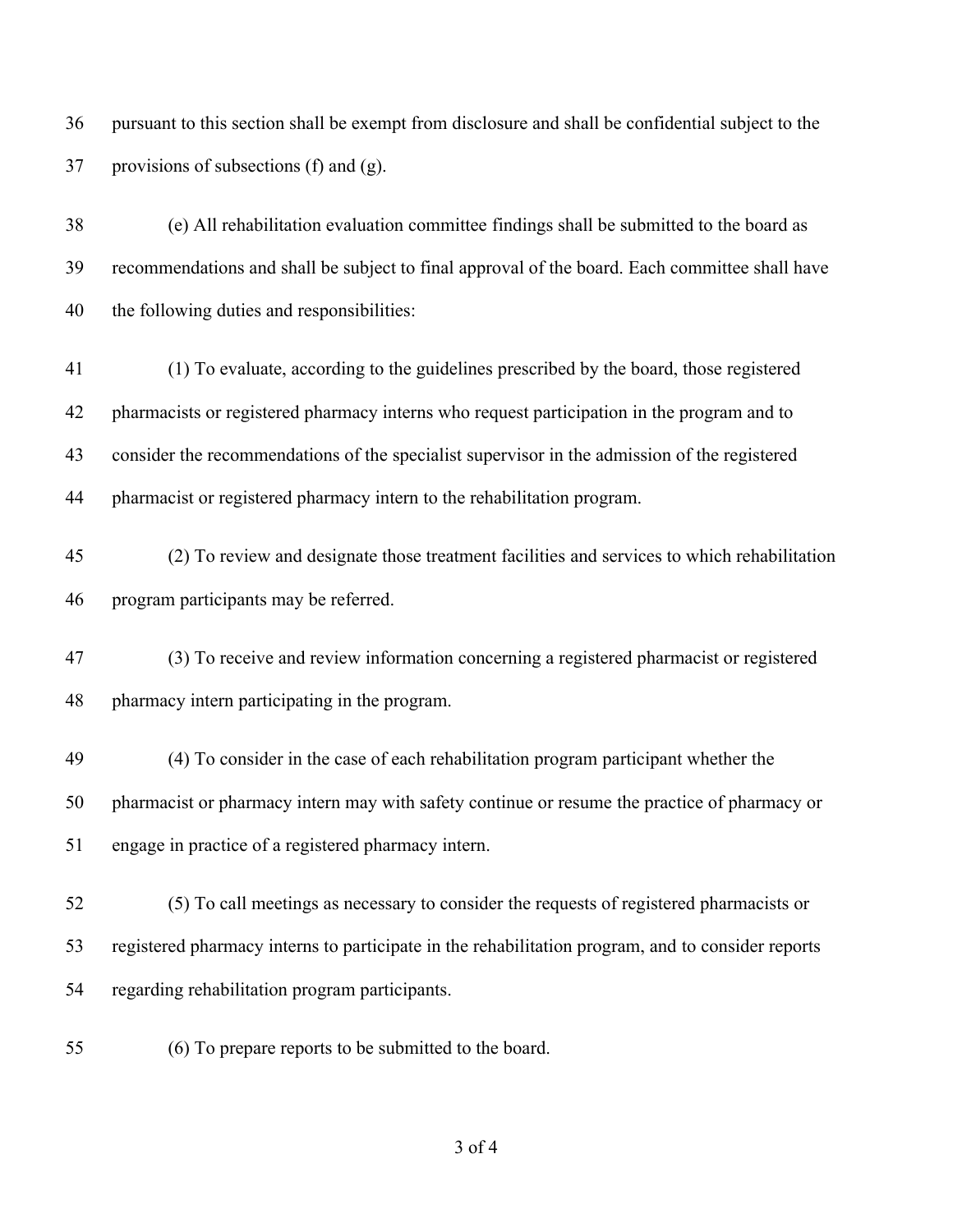pursuant to this section shall be exempt from disclosure and shall be confidential subject to the provisions of subsections (f) and (g).

(e) All rehabilitation evaluation committee findings shall be submitted to the board as recommendations and shall be subject to final approval of the board. Each committee shall have the following duties and responsibilities:

(1) To evaluate, according to the guidelines prescribed by the board, those registered pharmacists or registered pharmacy interns who request participation in the program and to consider the recommendations of the specialist supervisor in the admission of the registered pharmacist or registered pharmacy intern to the rehabilitation program.

(2) To review and designate those treatment facilities and services to which rehabilitation program participants may be referred.

(3) To receive and review information concerning a registered pharmacist or registered pharmacy intern participating in the program.

(4) To consider in the case of each rehabilitation program participant whether the pharmacist or pharmacy intern may with safety continue or resume the practice of pharmacy or engage in practice of a registered pharmacy intern.

(5) To call meetings as necessary to consider the requests of registered pharmacists or registered pharmacy interns to participate in the rehabilitation program, and to consider reports regarding rehabilitation program participants.

(6) To prepare reports to be submitted to the board.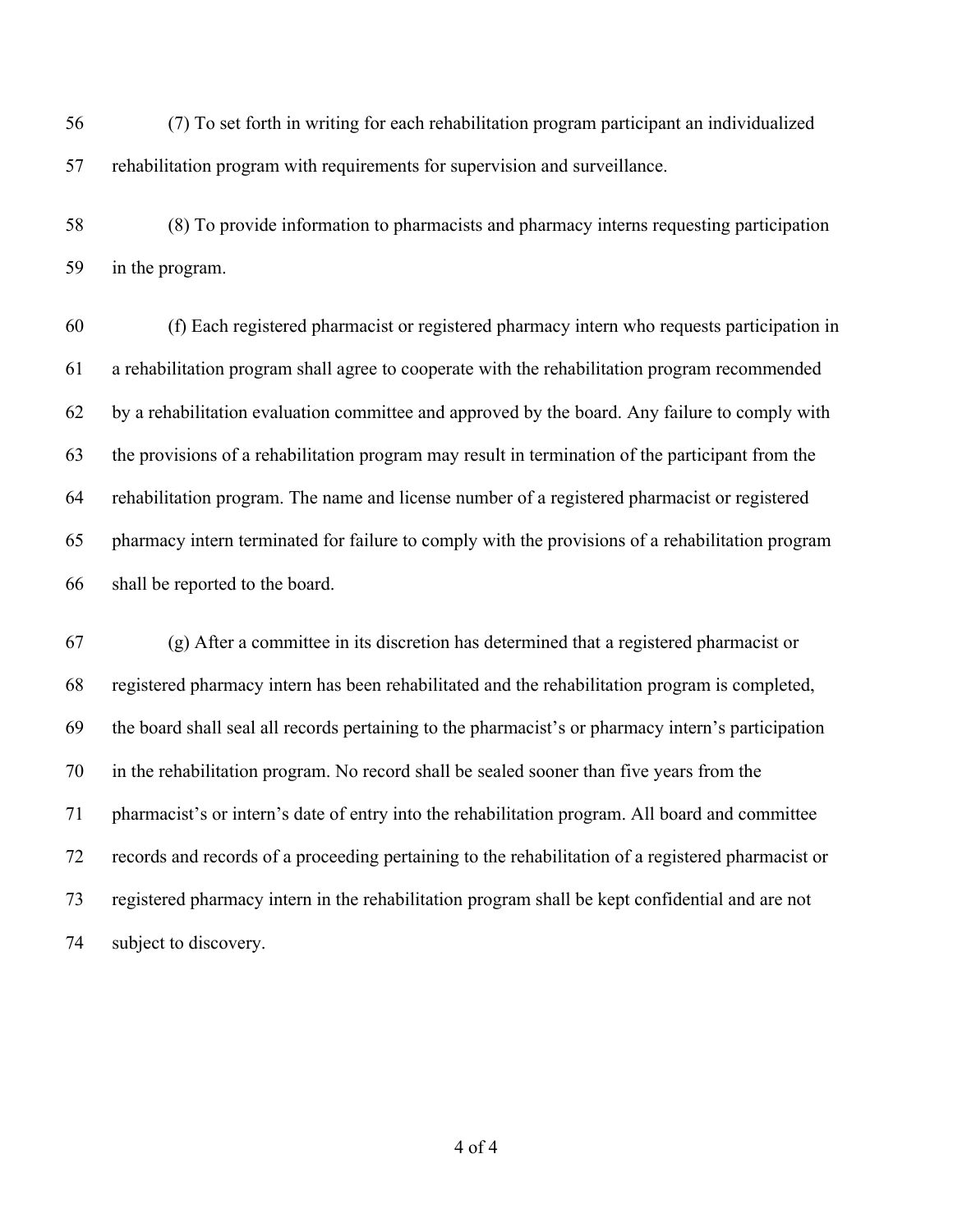(7) To set forth in writing for each rehabilitation program participant an individualized rehabilitation program with requirements for supervision and surveillance.

(8) To provide information to pharmacists and pharmacy interns requesting participation in the program.

(f) Each registered pharmacist or registered pharmacy intern who requests participation in a rehabilitation program shall agree to cooperate with the rehabilitation program recommended by a rehabilitation evaluation committee and approved by the board. Any failure to comply with the provisions of a rehabilitation program may result in termination of the participant from the rehabilitation program. The name and license number of a registered pharmacist or registered pharmacy intern terminated for failure to comply with the provisions of a rehabilitation program shall be reported to the board.

(g) After a committee in its discretion has determined that a registered pharmacist or registered pharmacy intern has been rehabilitated and the rehabilitation program is completed, the board shall seal all records pertaining to the pharmacist's or pharmacy intern's participation in the rehabilitation program. No record shall be sealed sooner than five years from the pharmacist's or intern's date of entry into the rehabilitation program. All board and committee records and records of a proceeding pertaining to the rehabilitation of a registered pharmacist or registered pharmacy intern in the rehabilitation program shall be kept confidential and are not subject to discovery.